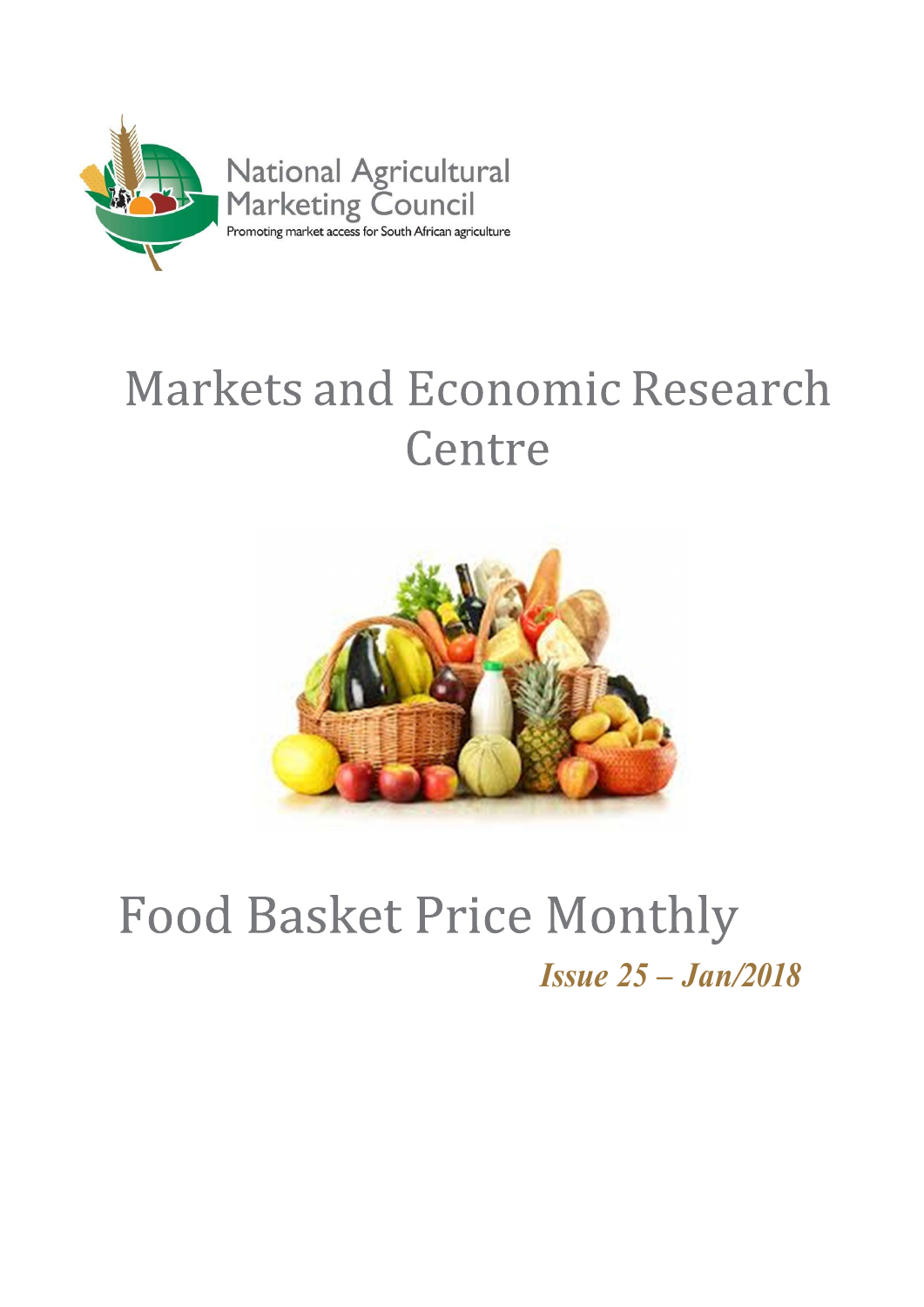National Agricultural Marketing Council

Promoting market access for South African agriculture

# Markets and Economic Research Centre

# Food Basket Price Monthly

***Issue 25 – Jan/2018***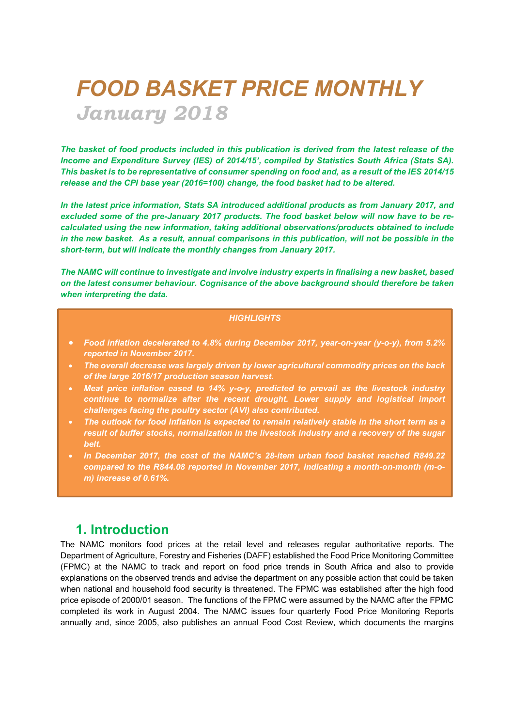# *FOOD BASKET PRICE MONTHLY*

## *January 2018*

***The basket of food products included in this publication is derived from the latest release of the Income and Expenditure Survey (IES) of 2014/15', compiled by Statistics South Africa (Stats SA). This basket is to be representative of consumer spending on food and, as a result of the IES 2014/15 release and the CPI base year (2016=100) change, the food basket had to be altered.***

***In the latest price information, Stats SA introduced additional products as from January 2017, and excluded some of the pre-January 2017 products. The food basket below will now have to be re-calculated using the new information, taking additional observations/products obtained to include in the new basket. As a result, annual comparisons in this publication, will not be possible in the short-term, but will indicate the monthly changes from January 2017.***

***The NAMC will continue to investigate and involve industry experts in finalising a new basket, based on the latest consumer behaviour. Cognisance of the above background should therefore be taken when interpreting the data.***

***HIGHLIGHTS***

- ***Food inflation decelerated to 4.8% during December 2017, year-on-year (y-o-y), from 5.2% reported in November 2017.***
- ***The overall decrease was largely driven by lower agricultural commodity prices on the back of the large 2016/17 production season harvest.***
- ***Meat price inflation eased to 14% y-o-y, predicted to prevail as the livestock industry continue to normalize after the recent drought. Lower supply and logistical import challenges facing the poultry sector (AVI) also contributed.***
- ***The outlook for food inflation is expected to remain relatively stable in the short term as a result of buffer stocks, normalization in the livestock industry and a recovery of the sugar belt.***
- ***In December 2017, the cost of the NAMC's 28-item urban food basket reached R849.22 compared to the R844.08 reported in November 2017, indicating a month-on-month (m-o-m) increase of 0.61%.***

## 1. Introduction

The NAMC monitors food prices at the retail level and releases regular authoritative reports. The Department of Agriculture, Forestry and Fisheries (DAFF) established the Food Price Monitoring Committee (FPMC) at the NAMC to track and report on food price trends in South Africa and also to provide explanations on the observed trends and advise the department on any possible action that could be taken when national and household food security is threatened. The FPMC was established after the high food price episode of 2000/01 season. The functions of the FPMC were assumed by the NAMC after the FPMC completed its work in August 2004. The NAMC issues four quarterly Food Price Monitoring Reports annually and, since 2005, also publishes an annual Food Cost Review, which documents the margins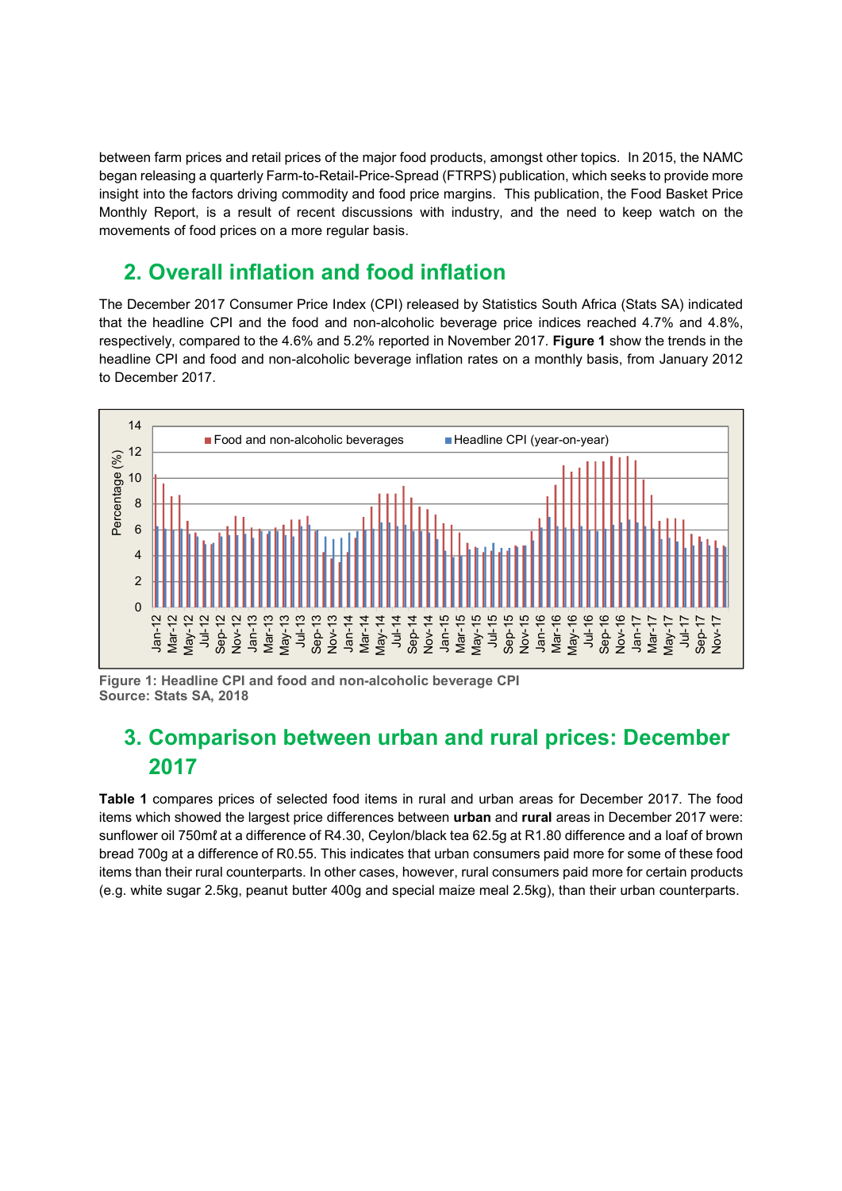between farm prices and retail prices of the major food products, amongst other topics. In 2015, the NAMC began releasing a quarterly Farm-to-Retail-Price-Spread (FTRPS) publication, which seeks to provide more insight into the factors driving commodity and food price margins. This publication, the Food Basket Price Monthly Report, is a result of recent discussions with industry, and the need to keep watch on the movements of food prices on a more regular basis.

## 2. Overall inflation and food inflation

The December 2017 Consumer Price Index (CPI) released by Statistics South Africa (Stats SA) indicated that the headline CPI and the food and non-alcoholic beverage price indices reached 4.7% and 4.8%, respectively, compared to the 4.6% and 5.2% reported in November 2017. **Figure 1** show the trends in the headline CPI and food and non-alcoholic beverage inflation rates on a monthly basis, from January 2012 to December 2017.

**Figure 1: Headline CPI and food and non-alcoholic beverage CPI**
**Source: Stats SA, 2018**

## 3. Comparison between urban and rural prices: December 2017

**Table 1** compares prices of selected food items in rural and urban areas for December 2017. The food items which showed the largest price differences between **urban** and **rural** areas in December 2017 were: sunflower oil 750mℓ at a difference of R4.30, Ceylon/black tea 62.5g at R1.80 difference and a loaf of brown bread 700g at a difference of R0.55. This indicates that urban consumers paid more for some of these food items than their rural counterparts. In other cases, however, rural consumers paid more for certain products (e.g. white sugar 2.5kg, peanut butter 400g and special maize meal 2.5kg), than their urban counterparts.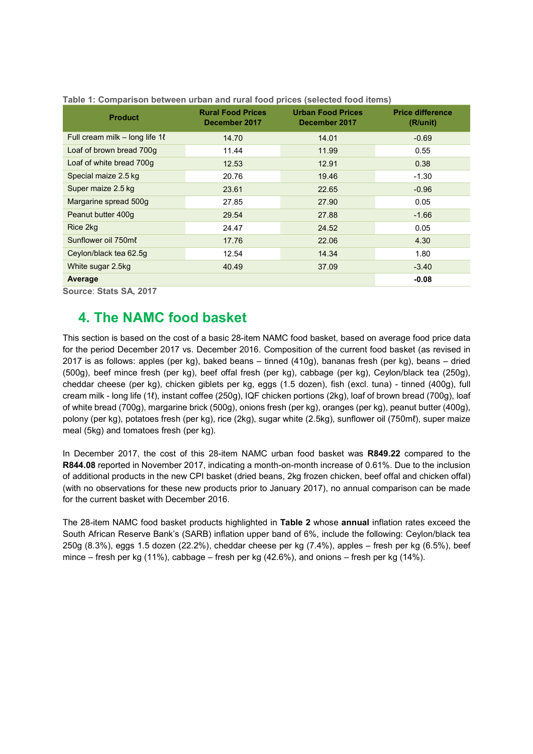**Table 1: Comparison between urban and rural food prices (selected food items)**

| Product | Rural Food Prices December 2017 | Urban Food Prices December 2017 | Price difference (R/unit) |
|---|---|---|---|
| Full cream milk – long life 1ℓ | 14.70 | 14.01 | -0.69 |
| Loaf of brown bread 700g | 11.44 | 11.99 | 0.55 |
| Loaf of white bread 700g | 12.53 | 12.91 | 0.38 |
| Special maize 2.5 kg | 20.76 | 19.46 | -1.30 |
| Super maize 2.5 kg | 23.61 | 22.65 | -0.96 |
| Margarine spread 500g | 27.85 | 27.90 | 0.05 |
| Peanut butter 400g | 29.54 | 27.88 | -1.66 |
| Rice 2kg | 24.47 | 24.52 | 0.05 |
| Sunflower oil 750mℓ | 17.76 | 22.06 | 4.30 |
| Ceylon/black tea 62.5g | 12.54 | 14.34 | 1.80 |
| White sugar 2.5kg | 40.49 | 37.09 | -3.40 |
| **Average** | | | **-0.08** |

Source: Stats SA, 2017

## 4. The NAMC food basket

This section is based on the cost of a basic 28-item NAMC food basket, based on average food price data for the period December 2017 vs. December 2016. Composition of the current food basket (as revised in 2017 is as follows: apples (per kg), baked beans – tinned (410g), bananas fresh (per kg), beans – dried (500g), beef mince fresh (per kg), beef offal fresh (per kg), cabbage (per kg), Ceylon/black tea (250g), cheddar cheese (per kg), chicken giblets per kg, eggs (1.5 dozen), fish (excl. tuna) - tinned (400g), full cream milk - long life (1ℓ), instant coffee (250g), IQF chicken portions (2kg), loaf of brown bread (700g), loaf of white bread (700g), margarine brick (500g), onions fresh (per kg), oranges (per kg), peanut butter (400g), polony (per kg), potatoes fresh (per kg), rice (2kg), sugar white (2.5kg), sunflower oil (750mℓ), super maize meal (5kg) and tomatoes fresh (per kg).

In December 2017, the cost of this 28-item NAMC urban food basket was **R849.22** compared to the **R844.08** reported in November 2017, indicating a month-on-month increase of 0.61%. Due to the inclusion of additional products in the new CPI basket (dried beans, 2kg frozen chicken, beef offal and chicken offal) (with no observations for these new products prior to January 2017), no annual comparison can be made for the current basket with December 2016.

The 28-item NAMC food basket products highlighted in **Table 2** whose **annual** inflation rates exceed the South African Reserve Bank's (SARB) inflation upper band of 6%, include the following: Ceylon/black tea 250g (8.3%), eggs 1.5 dozen (22.2%), cheddar cheese per kg (7.4%), apples – fresh per kg (6.5%), beef mince – fresh per kg (11%), cabbage – fresh per kg (42.6%), and onions – fresh per kg (14%).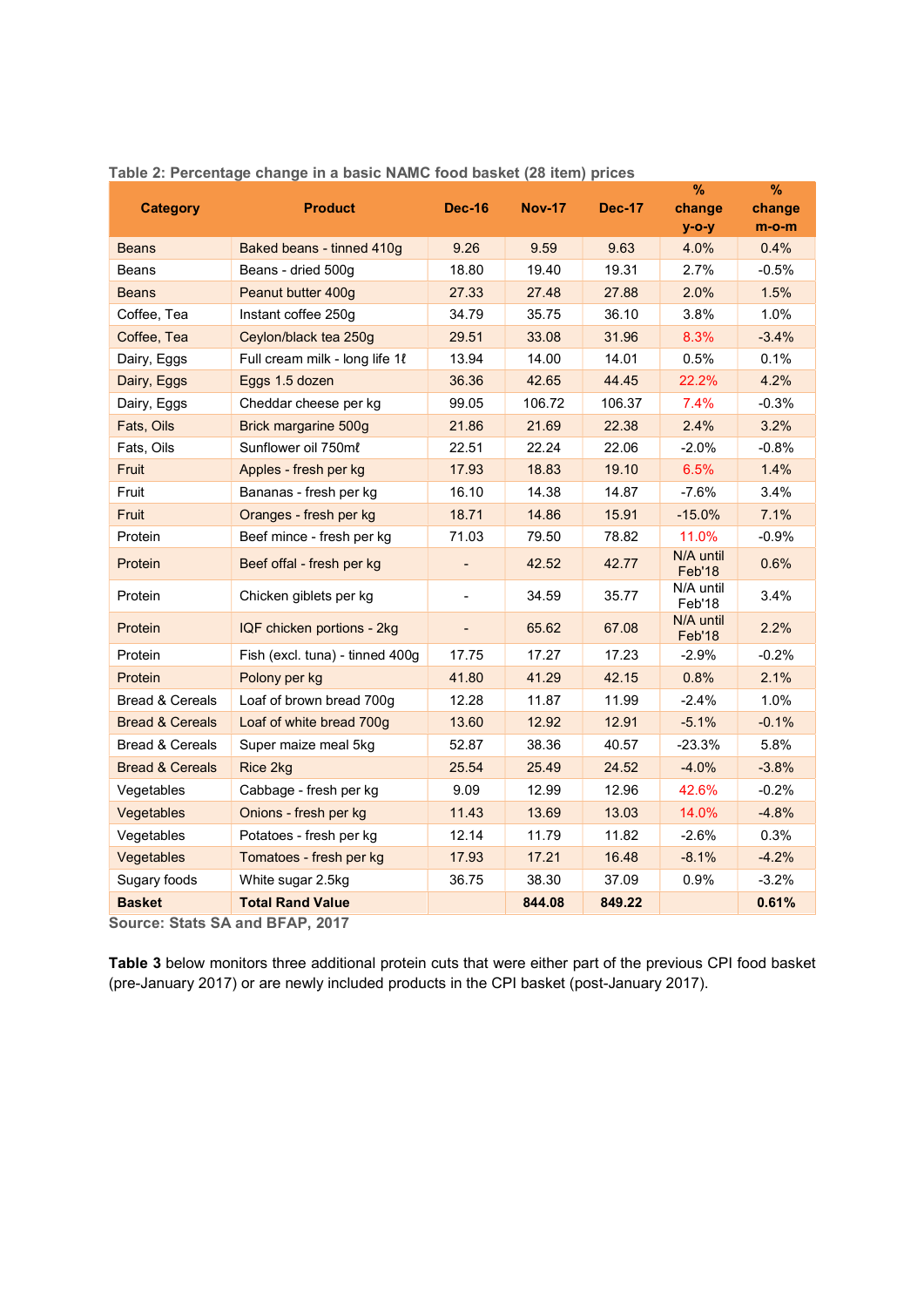**Table 2: Percentage change in a basic NAMC food basket (28 item) prices**

| Category | Product | Dec-16 | Nov-17 | Dec-17 | % change y-o-y | % change m-o-m |
|---|---|---|---|---|---|---|
| Beans | Baked beans - tinned 410g | 9.26 | 9.59 | 9.63 | 4.0% | 0.4% |
| Beans | Beans - dried 500g | 18.80 | 19.40 | 19.31 | 2.7% | -0.5% |
| Beans | Peanut butter 400g | 27.33 | 27.48 | 27.88 | 2.0% | 1.5% |
| Coffee, Tea | Instant coffee 250g | 34.79 | 35.75 | 36.10 | 3.8% | 1.0% |
| Coffee, Tea | Ceylon/black tea 250g | 29.51 | 33.08 | 31.96 | 8.3% | -3.4% |
| Dairy, Eggs | Full cream milk - long life 1ℓ | 13.94 | 14.00 | 14.01 | 0.5% | 0.1% |
| Dairy, Eggs | Eggs 1.5 dozen | 36.36 | 42.65 | 44.45 | 22.2% | 4.2% |
| Dairy, Eggs | Cheddar cheese per kg | 99.05 | 106.72 | 106.37 | 7.4% | -0.3% |
| Fats, Oils | Brick margarine 500g | 21.86 | 21.69 | 22.38 | 2.4% | 3.2% |
| Fats, Oils | Sunflower oil 750mℓ | 22.51 | 22.24 | 22.06 | -2.0% | -0.8% |
| Fruit | Apples - fresh per kg | 17.93 | 18.83 | 19.10 | 6.5% | 1.4% |
| Fruit | Bananas - fresh per kg | 16.10 | 14.38 | 14.87 | -7.6% | 3.4% |
| Fruit | Oranges - fresh per kg | 18.71 | 14.86 | 15.91 | -15.0% | 7.1% |
| Protein | Beef mince - fresh per kg | 71.03 | 79.50 | 78.82 | 11.0% | -0.9% |
| Protein | Beef offal - fresh per kg | - | 42.52 | 42.77 | N/A until Feb'18 | 0.6% |
| Protein | Chicken giblets per kg | - | 34.59 | 35.77 | N/A until Feb'18 | 3.4% |
| Protein | IQF chicken portions - 2kg | - | 65.62 | 67.08 | N/A until Feb'18 | 2.2% |
| Protein | Fish (excl. tuna) - tinned 400g | 17.75 | 17.27 | 17.23 | -2.9% | -0.2% |
| Protein | Polony per kg | 41.80 | 41.29 | 42.15 | 0.8% | 2.1% |
| Bread & Cereals | Loaf of brown bread 700g | 12.28 | 11.87 | 11.99 | -2.4% | 1.0% |
| Bread & Cereals | Loaf of white bread 700g | 13.60 | 12.92 | 12.91 | -5.1% | -0.1% |
| Bread & Cereals | Super maize meal 5kg | 52.87 | 38.36 | 40.57 | -23.3% | 5.8% |
| Bread & Cereals | Rice 2kg | 25.54 | 25.49 | 24.52 | -4.0% | -3.8% |
| Vegetables | Cabbage - fresh per kg | 9.09 | 12.99 | 12.96 | 42.6% | -0.2% |
| Vegetables | Onions - fresh per kg | 11.43 | 13.69 | 13.03 | 14.0% | -4.8% |
| Vegetables | Potatoes - fresh per kg | 12.14 | 11.79 | 11.82 | -2.6% | 0.3% |
| Vegetables | Tomatoes - fresh per kg | 17.93 | 17.21 | 16.48 | -8.1% | -4.2% |
| Sugary foods | White sugar 2.5kg | 36.75 | 38.30 | 37.09 | 0.9% | -3.2% |
| **Basket** | **Total Rand Value** | | **844.08** | **849.22** | | **0.61%** |

**Source: Stats SA and BFAP, 2017**

**Table 3** below monitors three additional protein cuts that were either part of the previous CPI food basket (pre-January 2017) or are newly included products in the CPI basket (post-January 2017).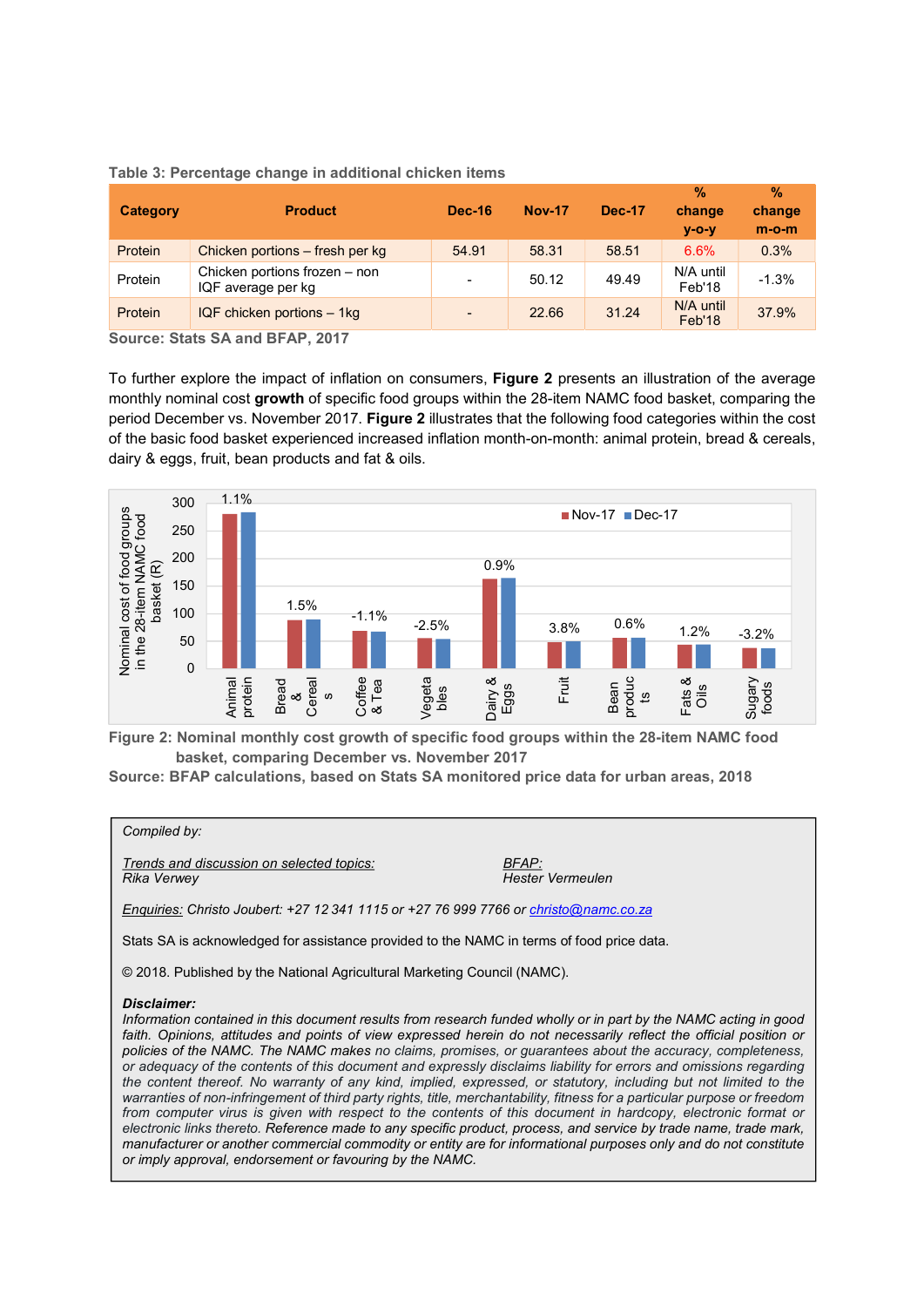Table 3: Percentage change in additional chicken items

| Category | Product | Dec-16 | Nov-17 | Dec-17 | % change y-o-y | % change m-o-m |
|---|---|---|---|---|---|---|
| Protein | Chicken portions – fresh per kg | 54.91 | 58.31 | 58.51 | 6.6% | 0.3% |
| Protein | Chicken portions frozen – non IQF average per kg | - | 50.12 | 49.49 | N/A until Feb'18 | -1.3% |
| Protein | IQF chicken portions – 1kg | - | 22.66 | 31.24 | N/A until Feb'18 | 37.9% |

**Source: Stats SA and BFAP, 2017**

To further explore the impact of inflation on consumers, **Figure 2** presents an illustration of the average monthly nominal cost **growth** of specific food groups within the 28-item NAMC food basket, comparing the period December vs. November 2017. **Figure 2** illustrates that the following food categories within the cost of the basic food basket experienced increased inflation month-on-month: animal protein, bread & cereals, dairy & eggs, fruit, bean products and fat & oils.

Nominal cost of food groups in the 28-item NAMC food basket (R)

300
250
200
150
100
50
0

Nov-17 Dec-17

1.1% 1.5% -1.1% -2.5% 0.9% 3.8% 0.6% 1.2% -3.2%

Animal protein, Bread & Cereals, Coffee & Tea, Vegetables, Dairy & Eggs, Fruit, Bean products, Fats & Oils, Sugary foods

**Figure 2: Nominal monthly cost growth of specific food groups within the 28-item NAMC food basket, comparing December vs. November 2017**

**Source: BFAP calculations, based on Stats SA monitored price data for urban areas, 2018**

*Compiled by:*

*Trends and discussion on selected topics:*
*Rika Verwey*

*BFAP:*
*Hester Vermeulen*

*Enquiries: Christo Joubert: +27 12 341 1115 or +27 76 999 7766 or christo@namc.co.za*

Stats SA is acknowledged for assistance provided to the NAMC in terms of food price data.

© 2018. Published by the National Agricultural Marketing Council (NAMC).

***Disclaimer:***

*Information contained in this document results from research funded wholly or in part by the NAMC acting in good faith. Opinions, attitudes and points of view expressed herein do not necessarily reflect the official position or policies of the NAMC. The NAMC makes no claims, promises, or guarantees about the accuracy, completeness, or adequacy of the contents of this document and expressly disclaims liability for errors and omissions regarding the content thereof. No warranty of any kind, implied, expressed, or statutory, including but not limited to the warranties of non-infringement of third party rights, title, merchantability, fitness for a particular purpose or freedom from computer virus is given with respect to the contents of this document in hardcopy, electronic format or electronic links thereto. Reference made to any specific product, process, and service by trade name, trade mark, manufacturer or another commercial commodity or entity are for informational purposes only and do not constitute or imply approval, endorsement or favouring by the NAMC.*